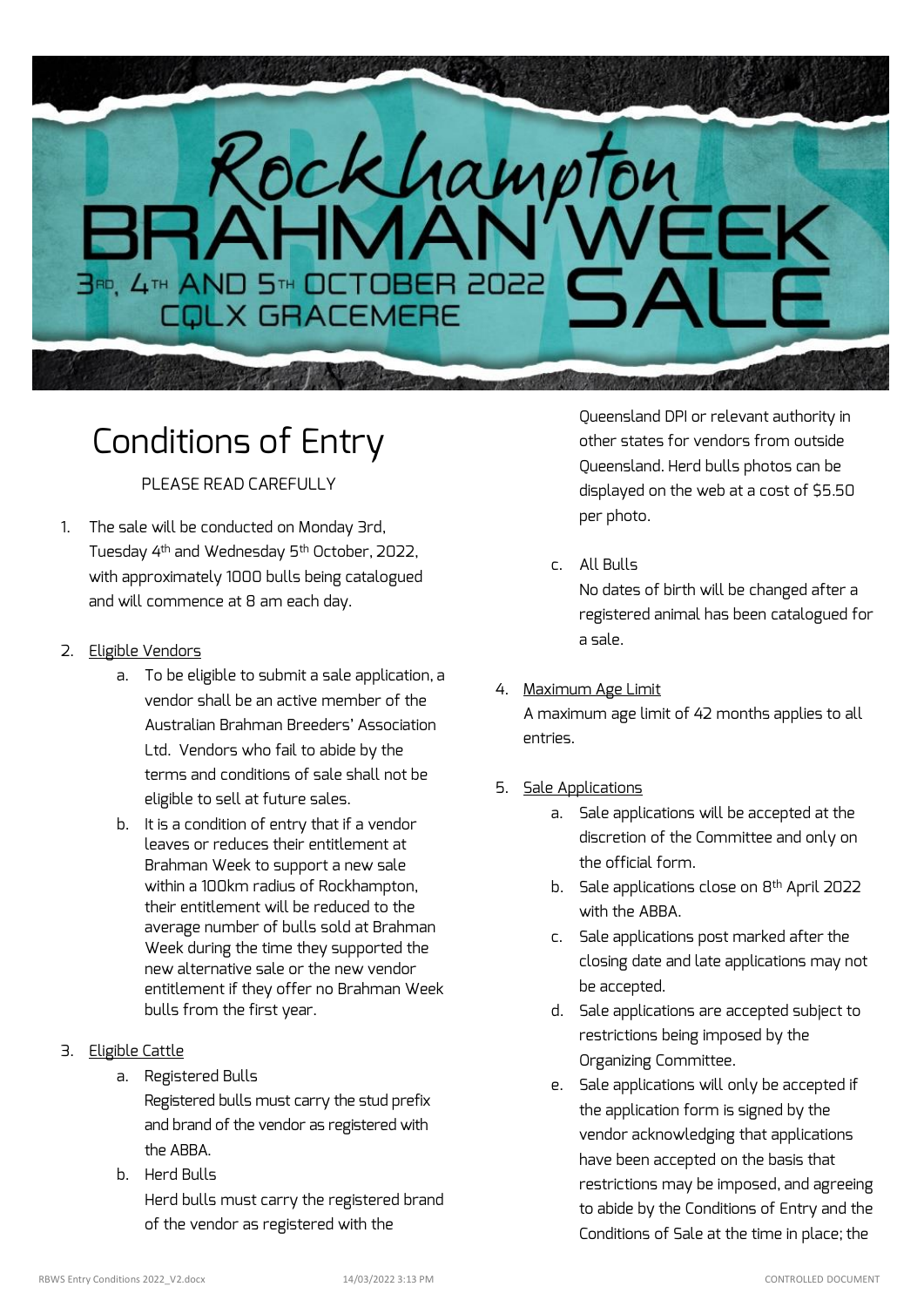# Rockhampton BRAHMAN WEEK SALE

3RD, 4TH AND 5TH OCTOBER 2022
CQLX GRACEMERE

## Conditions of Entry

PLEASE READ CAREFULLY

1. The sale will be conducted on Monday 3rd, Tuesday 4th and Wednesday 5th October, 2022, with approximately 1000 bulls being catalogued and will commence at 8 am each day.

2. <u>Eligible Vendors</u>
   a. To be eligible to submit a sale application, a vendor shall be an active member of the Australian Brahman Breeders' Association Ltd. Vendors who fail to abide by the terms and conditions of sale shall not be eligible to sell at future sales.
   b. It is a condition of entry that if a vendor leaves or reduces their entitlement at Brahman Week to support a new sale within a 100km radius of Rockhampton, their entitlement will be reduced to the average number of bulls sold at Brahman Week during the time they supported the new alternative sale or the new vendor entitlement if they offer no Brahman Week bulls from the first year.

3. <u>Eligible Cattle</u>
   a. Registered Bulls
      Registered bulls must carry the stud prefix and brand of the vendor as registered with the ABBA.
   b. Herd Bulls
      Herd bulls must carry the registered brand of the vendor as registered with the Queensland DPI or relevant authority in other states for vendors from outside Queensland. Herd bulls photos can be displayed on the web at a cost of $5.50 per photo.
   c. All Bulls
      No dates of birth will be changed after a registered animal has been catalogued for a sale.

4. <u>Maximum Age Limit</u>
   A maximum age limit of 42 months applies to all entries.

5. <u>Sale Applications</u>
   a. Sale applications will be accepted at the discretion of the Committee and only on the official form.
   b. Sale applications close on 8th April 2022 with the ABBA.
   c. Sale applications post marked after the closing date and late applications may not be accepted.
   d. Sale applications are accepted subject to restrictions being imposed by the Organizing Committee.
   e. Sale applications will only be accepted if the application form is signed by the vendor acknowledging that applications have been accepted on the basis that restrictions may be imposed, and agreeing to abide by the Conditions of Entry and the Conditions of Sale at the time in place; the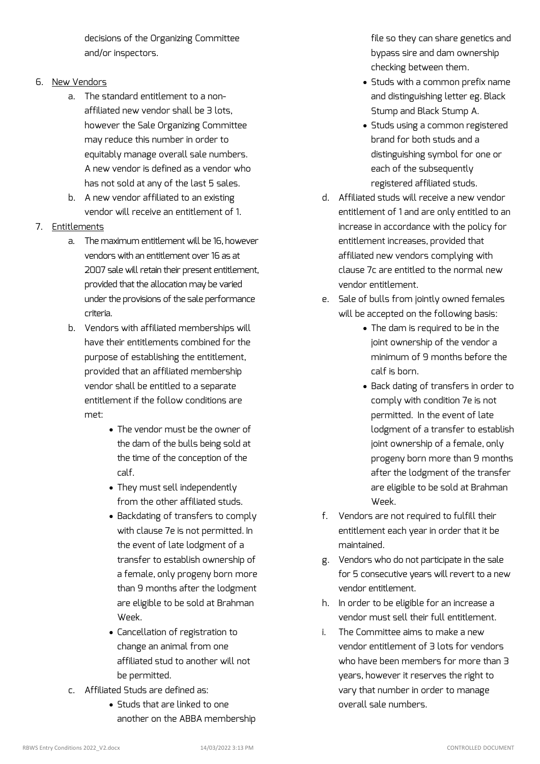decisions of the Organizing Committee and/or inspectors.

6. New Vendors
   a. The standard entitlement to a non-affiliated new vendor shall be 3 lots, however the Sale Organizing Committee may reduce this number in order to equitably manage overall sale numbers. A new vendor is defined as a vendor who has not sold at any of the last 5 sales.
   b. A new vendor affiliated to an existing vendor will receive an entitlement of 1.
7. Entitlements
   a. The maximum entitlement will be 16, however vendors with an entitlement over 16 as at 2007 sale will retain their present entitlement, provided that the allocation may be varied under the provisions of the sale performance criteria.
   b. Vendors with affiliated memberships will have their entitlements combined for the purpose of establishing the entitlement, provided that an affiliated membership vendor shall be entitled to a separate entitlement if the follow conditions are met:
      - The vendor must be the owner of the dam of the bulls being sold at the time of the conception of the calf.
      - They must sell independently from the other affiliated studs.
      - Backdating of transfers to comply with clause 7e is not permitted. In the event of late lodgment of a transfer to establish ownership of a female, only progeny born more than 9 months after the lodgment are eligible to be sold at Brahman Week.
      - Cancellation of registration to change an animal from one affiliated stud to another will not be permitted.
   c. Affiliated Studs are defined as:
      - Studs that are linked to one another on the ABBA membership file so they can share genetics and bypass sire and dam ownership checking between them.
      - Studs with a common prefix name and distinguishing letter eg. Black Stump and Black Stump A.
      - Studs using a common registered brand for both studs and a distinguishing symbol for one or each of the subsequently registered affiliated studs.
   d. Affiliated studs will receive a new vendor entitlement of 1 and are only entitled to an increase in accordance with the policy for entitlement increases, provided that affiliated new vendors complying with clause 7c are entitled to the normal new vendor entitlement.
   e. Sale of bulls from jointly owned females will be accepted on the following basis:
      - The dam is required to be in the joint ownership of the vendor a minimum of 9 months before the calf is born.
      - Back dating of transfers in order to comply with condition 7e is not permitted. In the event of late lodgment of a transfer to establish joint ownership of a female, only progeny born more than 9 months after the lodgment of the transfer are eligible to be sold at Brahman Week.
   f. Vendors are not required to fulfill their entitlement each year in order that it be maintained.
   g. Vendors who do not participate in the sale for 5 consecutive years will revert to a new vendor entitlement.
   h. In order to be eligible for an increase a vendor must sell their full entitlement.
   i. The Committee aims to make a new vendor entitlement of 3 lots for vendors who have been members for more than 3 years, however it reserves the right to vary that number in order to manage overall sale numbers.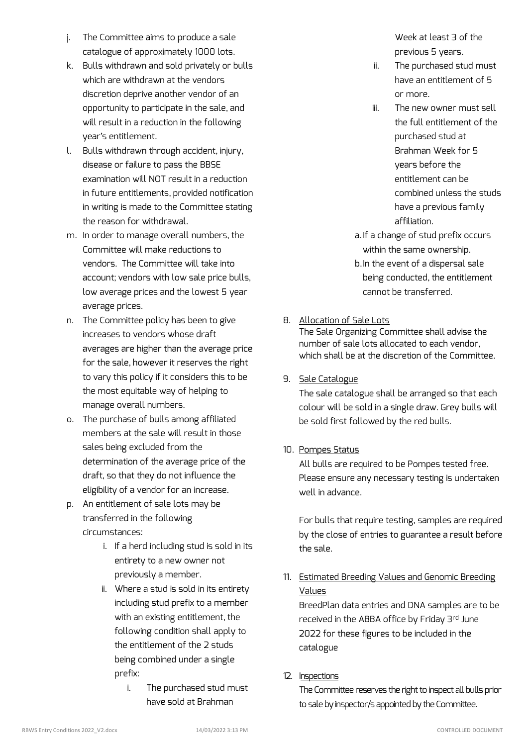j. The Committee aims to produce a sale catalogue of approximately 1000 lots.

k. Bulls withdrawn and sold privately or bulls which are withdrawn at the vendors discretion deprive another vendor of an opportunity to participate in the sale, and will result in a reduction in the following year's entitlement.

l. Bulls withdrawn through accident, injury, disease or failure to pass the BBSE examination will NOT result in a reduction in future entitlements, provided notification in writing is made to the Committee stating the reason for withdrawal.

m. In order to manage overall numbers, the Committee will make reductions to vendors. The Committee will take into account; vendors with low sale price bulls, low average prices and the lowest 5 year average prices.

n. The Committee policy has been to give increases to vendors whose draft averages are higher than the average price for the sale, however it reserves the right to vary this policy if it considers this to be the most equitable way of helping to manage overall numbers.

o. The purchase of bulls among affiliated members at the sale will result in those sales being excluded from the determination of the average price of the draft, so that they do not influence the eligibility of a vendor for an increase.

p. An entitlement of sale lots may be transferred in the following circumstances:

   i. If a herd including stud is sold in its entirety to a new owner not previously a member.

   ii. Where a stud is sold in its entirety including stud prefix to a member with an existing entitlement, the following condition shall apply to the entitlement of the 2 studs being combined under a single prefix:

      i. The purchased stud must have sold at Brahman Week at least 3 of the previous 5 years.

      ii. The purchased stud must have an entitlement of 5 or more.

      iii. The new owner must sell the full entitlement of the purchased stud at Brahman Week for 5 years before the entitlement can be combined unless the studs have a previous family affiliation.

   a. If a change of stud prefix occurs within the same ownership.

   b. In the event of a dispersal sale being conducted, the entitlement cannot be transferred.

8. <u>Allocation of Sale Lots</u>

   The Sale Organizing Committee shall advise the number of sale lots allocated to each vendor, which shall be at the discretion of the Committee.

9. <u>Sale Catalogue</u>

   The sale catalogue shall be arranged so that each colour will be sold in a single draw. Grey bulls will be sold first followed by the red bulls.

10. <u>Pompes Status</u>

    All bulls are required to be Pompes tested free. Please ensure any necessary testing is undertaken well in advance.

    For bulls that require testing, samples are required by the close of entries to guarantee a result before the sale.

11. <u>Estimated Breeding Values and Genomic Breeding Values</u>

    BreedPlan data entries and DNA samples are to be received in the ABBA office by Friday 3rd June 2022 for these figures to be included in the catalogue

12. <u>Inspections</u>

    The Committee reserves the right to inspect all bulls prior to sale by inspector/s appointed by the Committee.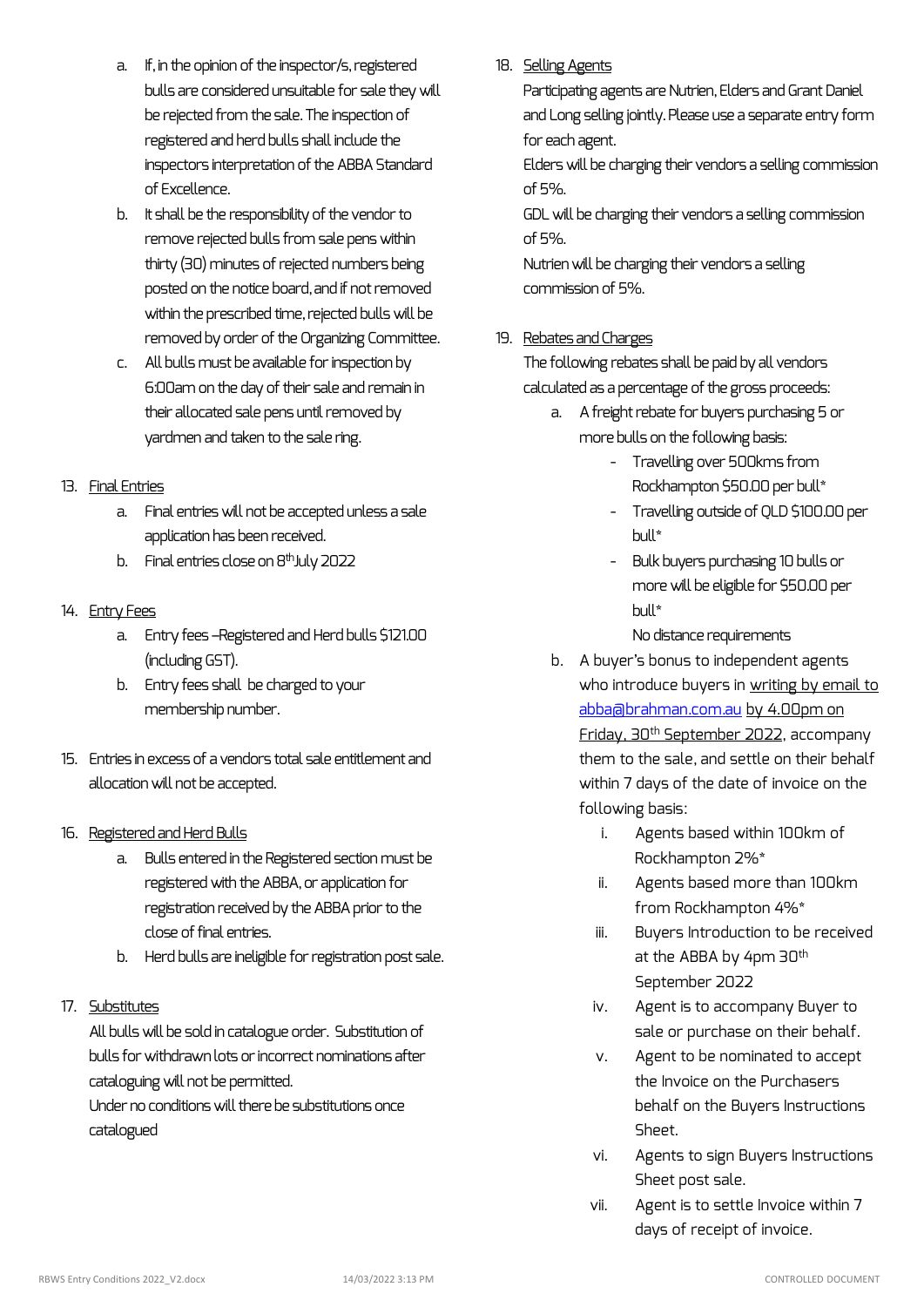a. If, in the opinion of the inspector/s, registered bulls are considered unsuitable for sale they will be rejected from the sale. The inspection of registered and herd bulls shall include the inspectors interpretation of the ABBA Standard of Excellence.
b. It shall be the responsibility of the vendor to remove rejected bulls from sale pens within thirty (30) minutes of rejected numbers being posted on the notice board, and if not removed within the prescribed time, rejected bulls will be removed by order of the Organizing Committee.
c. All bulls must be available for inspection by 6:00am on the day of their sale and remain in their allocated sale pens until removed by yardmen and taken to the sale ring.

13. <u>Final Entries</u>
    a. Final entries will not be accepted unless a sale application has been received.
    b. Final entries close on 8th July 2022

14. <u>Entry Fees</u>
    a. Entry fees –Registered and Herd bulls $121.00 (including GST).
    b. Entry fees shall be charged to your membership number.

15. Entries in excess of a vendors total sale entitlement and allocation will not be accepted.

16. <u>Registered and Herd Bulls</u>
    a. Bulls entered in the Registered section must be registered with the ABBA, or application for registration received by the ABBA prior to the close of final entries.
    b. Herd bulls are ineligible for registration post sale.

17. <u>Substitutes</u>

    All bulls will be sold in catalogue order. Substitution of bulls for withdrawn lots or incorrect nominations after cataloguing will not be permitted.

    Under no conditions will there be substitutions once catalogued

18. <u>Selling Agents</u>

    Participating agents are Nutrien, Elders and Grant Daniel and Long selling jointly. Please use a separate entry form for each agent.

    Elders will be charging their vendors a selling commission of 5%.

    GDL will be charging their vendors a selling commission of 5%.

    Nutrien will be charging their vendors a selling commission of 5%.

19. <u>Rebates and Charges</u>

    The following rebates shall be paid by all vendors calculated as a percentage of the gross proceeds:
    a. A freight rebate for buyers purchasing 5 or more bulls on the following basis:
       - Travelling over 500kms from Rockhampton $50.00 per bull*
       - Travelling outside of QLD $100.00 per bull*
       - Bulk buyers purchasing 10 bulls or more will be eligible for $50.00 per bull*

         No distance requirements
    b. A buyer's bonus to independent agents who introduce buyers in <u>writing by email to abba@brahman.com.au</u> <u>by 4.00pm on Friday, 30th September 2022</u>, accompany them to the sale, and settle on their behalf within 7 days of the date of invoice on the following basis:
       i. Agents based within 100km of Rockhampton 2%*
       ii. Agents based more than 100km from Rockhampton 4%*
       iii. Buyers Introduction to be received at the ABBA by 4pm 30th September 2022
       iv. Agent is to accompany Buyer to sale or purchase on their behalf.
       v. Agent to be nominated to accept the Invoice on the Purchasers behalf on the Buyers Instructions Sheet.
       vi. Agents to sign Buyers Instructions Sheet post sale.
       vii. Agent is to settle Invoice within 7 days of receipt of invoice.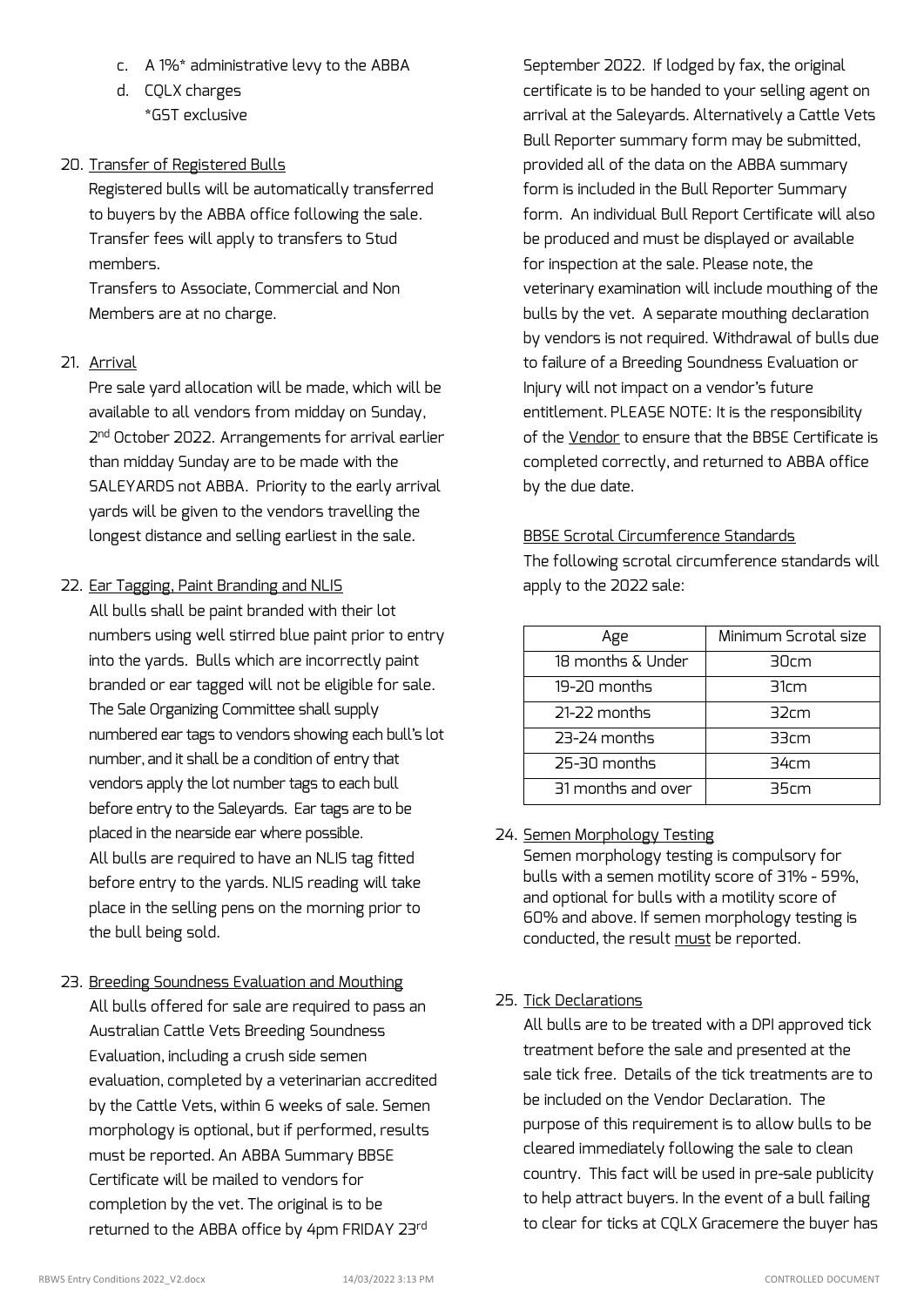c. A 1%* administrative levy to the ABBA
d. CQLX charges
*GST exclusive

20. Transfer of Registered Bulls
Registered bulls will be automatically transferred to buyers by the ABBA office following the sale. Transfer fees will apply to transfers to Stud members.
Transfers to Associate, Commercial and Non Members are at no charge.

21. Arrival
Pre sale yard allocation will be made, which will be available to all vendors from midday on Sunday, 2nd October 2022. Arrangements for arrival earlier than midday Sunday are to be made with the SALEYARDS not ABBA. Priority to the early arrival yards will be given to the vendors travelling the longest distance and selling earliest in the sale.

22. Ear Tagging, Paint Branding and NLIS
All bulls shall be paint branded with their lot numbers using well stirred blue paint prior to entry into the yards. Bulls which are incorrectly paint branded or ear tagged will not be eligible for sale. The Sale Organizing Committee shall supply numbered ear tags to vendors showing each bull's lot number, and it shall be a condition of entry that vendors apply the lot number tags to each bull before entry to the Saleyards. Ear tags are to be placed in the nearside ear where possible.
All bulls are required to have an NLIS tag fitted before entry to the yards. NLIS reading will take place in the selling pens on the morning prior to the bull being sold.

23. Breeding Soundness Evaluation and Mouthing
All bulls offered for sale are required to pass an Australian Cattle Vets Breeding Soundness Evaluation, including a crush side semen evaluation, completed by a veterinarian accredited by the Cattle Vets, within 6 weeks of sale. Semen morphology is optional, but if performed, results must be reported. An ABBA Summary BBSE Certificate will be mailed to vendors for completion by the vet. The original is to be returned to the ABBA office by 4pm FRIDAY 23rd September 2022. If lodged by fax, the original certificate is to be handed to your selling agent on arrival at the Saleyards. Alternatively a Cattle Vets Bull Reporter summary form may be submitted, provided all of the data on the ABBA summary form is included in the Bull Reporter Summary form. An individual Bull Report Certificate will also be produced and must be displayed or available for inspection at the sale. Please note, the veterinary examination will include mouthing of the bulls by the vet. A separate mouthing declaration by vendors is not required. Withdrawal of bulls due to failure of a Breeding Soundness Evaluation or Injury will not impact on a vendor's future entitlement. PLEASE NOTE: It is the responsibility of the Vendor to ensure that the BBSE Certificate is completed correctly, and returned to ABBA office by the due date.

BBSE Scrotal Circumference Standards
The following scrotal circumference standards will apply to the 2022 sale:

| Age | Minimum Scrotal size |
|---|---|
| 18 months & Under | 30cm |
| 19-20 months | 31cm |
| 21-22 months | 32cm |
| 23-24 months | 33cm |
| 25-30 months | 34cm |
| 31 months and over | 35cm |

24. Semen Morphology Testing
Semen morphology testing is compulsory for bulls with a semen motility score of 31% - 59%, and optional for bulls with a motility score of 60% and above. If semen morphology testing is conducted, the result must be reported.

25. Tick Declarations
All bulls are to be treated with a DPI approved tick treatment before the sale and presented at the sale tick free. Details of the tick treatments are to be included on the Vendor Declaration. The purpose of this requirement is to allow bulls to be cleared immediately following the sale to clean country. This fact will be used in pre-sale publicity to help attract buyers. In the event of a bull failing to clear for ticks at CQLX Gracemere the buyer has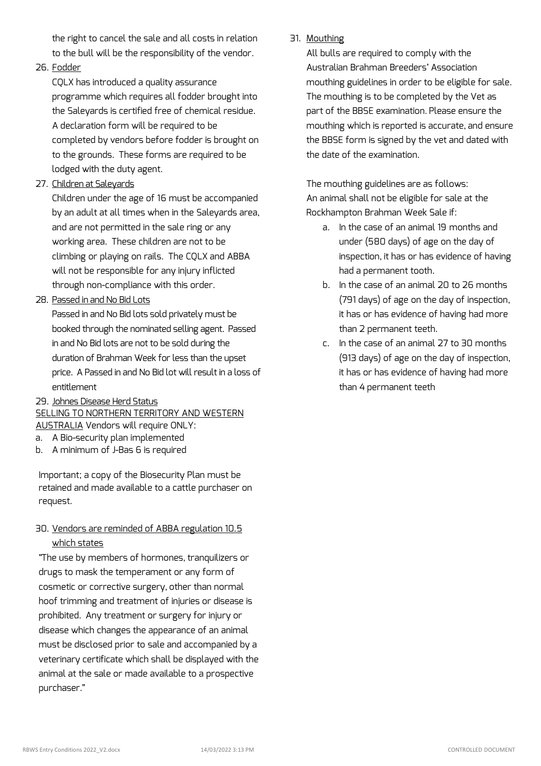the right to cancel the sale and all costs in relation to the bull will be the responsibility of the vendor.

26. Fodder

    CQLX has introduced a quality assurance programme which requires all fodder brought into the Saleyards is certified free of chemical residue. A declaration form will be required to be completed by vendors before fodder is brought on to the grounds. These forms are required to be lodged with the duty agent.

27. Children at Saleyards

    Children under the age of 16 must be accompanied by an adult at all times when in the Saleyards area, and are not permitted in the sale ring or any working area. These children are not to be climbing or playing on rails. The CQLX and ABBA will not be responsible for any injury inflicted through non-compliance with this order.

28. Passed in and No Bid Lots

    Passed in and No Bid lots sold privately must be booked through the nominated selling agent. Passed in and No Bid lots are not to be sold during the duration of Brahman Week for less than the upset price. A Passed in and No Bid lot will result in a loss of entitlement

29. Johnes Disease Herd Status

SELLING TO NORTHERN TERRITORY AND WESTERN AUSTRALIA Vendors will require ONLY:

a. A Bio-security plan implemented
b. A minimum of J-Bas 6 is required

Important; a copy of the Biosecurity Plan must be retained and made available to a cattle purchaser on request.

30. Vendors are reminded of ABBA regulation 10.5 which states

"The use by members of hormones, tranquilizers or drugs to mask the temperament or any form of cosmetic or corrective surgery, other than normal hoof trimming and treatment of injuries or disease is prohibited. Any treatment or surgery for injury or disease which changes the appearance of an animal must be disclosed prior to sale and accompanied by a veterinary certificate which shall be displayed with the animal at the sale or made available to a prospective purchaser."

31. Mouthing

    All bulls are required to comply with the Australian Brahman Breeders' Association mouthing guidelines in order to be eligible for sale. The mouthing is to be completed by the Vet as part of the BBSE examination. Please ensure the mouthing which is reported is accurate, and ensure the BBSE form is signed by the vet and dated with the date of the examination.

    The mouthing guidelines are as follows:
    An animal shall not be eligible for sale at the Rockhampton Brahman Week Sale if:

    a. In the case of an animal 19 months and under (580 days) of age on the day of inspection, it has or has evidence of having had a permanent tooth.
    b. In the case of an animal 20 to 26 months (791 days) of age on the day of inspection, it has or has evidence of having had more than 2 permanent teeth.
    c. In the case of an animal 27 to 30 months (913 days) of age on the day of inspection, it has or has evidence of having had more than 4 permanent teeth